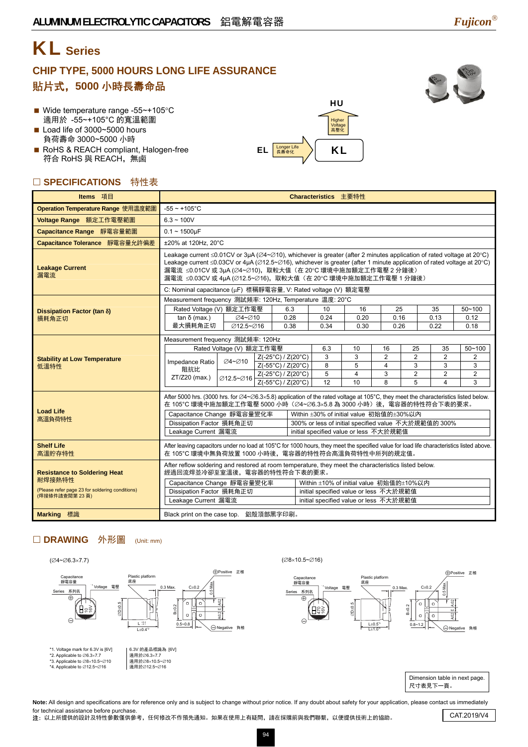# KL Series

## CHIP TYPE, 5000 HOURS LONG LIFE ASSURANCE
## 貼片式，5000 小時長壽命品

- Wide temperature range -55~+105°C
  適用於 -55~+105°C 的寬溫範圍
- Load life of 3000~5000 hours
  負荷壽命 3000~5000 小時
- RoHS & REACH compliant, Halogen-free
  符合 RoHS 與 REACH，無鹵

HU — Higher Voltage 高壓化
EL — Longer Life 長壽命化 → KL

## SPECIFICATIONS 特性表

| Items 項目 | Characteristics 主要特性 |
|---|---|
| Operation Temperature Range 使用溫度範圍 | -55 ~ +105°C |
| Voltage Range 額定工作電壓範圍 | 6.3 ~ 100V |
| Capacitance Range 靜電容量範圍 | 0.1 ~ 1500μF |
| Capacitance Tolerance 靜電容量允許偏差 | ±20% at 120Hz, 20°C |
| Leakage Current 漏電流 | Leakage current ≤0.01CV or 3μA (∅4~∅10), whichever is greater (after 2 minutes application of rated voltage at 20°C)<br>Leakage current ≤0.03CV or 4μA (∅12.5~∅16), whichever is greater (after 1 minute application of rated voltage at 20°C)<br>漏電流 ≤0.01CV 或 3μA (∅4~∅10)，取較大值（在 20°C 環境中施加額定工作電壓 2 分鐘後）<br>漏電流 ≤0.03CV 或 4μA (∅12.5~∅16)，取較大值（在 20°C 環境中施加額定工作電壓 1 分鐘後）<br>C: Nominal capacitance (μF) 標稱靜電容量, V: Rated voltage (V) 額定電壓 |
| Dissipation Factor (tan δ) 損耗角正切 | Measurement frequency 測試頻率: 120Hz, Temperature 溫度: 20°C (see table below) |
| Stability at Low Temperature 低溫特性 | Measurement frequency 測試頻率: 120Hz (see table below) |
| Load Life 高溫負荷特性 | After 5000 hrs. (3000 hrs. for ∅4~∅6.3×5.8) application of the rated voltage at 105°C, they meet the characteristics listed below.<br>在 105°C 環境中施加額定工作電壓 5000 小時（∅4~∅6.3×5.8 為 3000 小時）後，電容器的特性符合下表的要求。<br>Capacitance Change 靜電容量變化率: Within ±30% of initial value 初始值的±30%以內<br>Dissipation Factor 損耗角正切: 300% or less of initial specified value 不大於規範值的 300%<br>Leakage Current 漏電流: initial specified value or less 不大於規範值 |
| Shelf Life 高溫貯存特性 | After leaving capacitors under no load at 105°C for 1000 hours, they meet the specified value for load life characteristics listed above.<br>在 105°C 環境中無負荷放置 1000 小時後，電容器的特性符合高溫負荷特性中所列的規定值。 |
| Resistance to Soldering Heat 耐焊接熱特性<br>(Please refer page 23 for soldering conditions)<br>(焊接條件請查閱第 23 頁) | After reflow soldering and restored at room temperature, they meet the characteristics listed below.<br>經過回流焊並冷卻至室溫後，電容器的特性符合下表的要求。<br>Capacitance Change 靜電容量變化率: Within ±10% of initial value 初始值的±10%以內<br>Dissipation Factor 損耗角正切: initial specified value or less 不大於規範值<br>Leakage Current 漏電流: initial specified value or less 不大於規範值 |
| Marking 標識 | Black print on the case top. 鋁殼頂部黑字印刷。 |

**Dissipation Factor (tan δ) 損耗角正切**

| Rated Voltage (V) 額定工作電壓 | | 6.3 | 10 | 16 | 25 | 35 | 50~100 |
|---|---|---|---|---|---|---|---|
| tan δ (max.) 最大損耗角正切 | ∅4~∅10 | 0.28 | 0.24 | 0.20 | 0.16 | 0.13 | 0.12 |
| | ∅12.5~∅16 | 0.38 | 0.34 | 0.30 | 0.26 | 0.22 | 0.18 |

**Stability at Low Temperature 低溫特性**

| Rated Voltage (V) 額定工作電壓 | | | 6.3 | 10 | 16 | 25 | 35 | 50~100 |
|---|---|---|---|---|---|---|---|---|
| Impedance Ratio 阻抗比 ZT/Z20 (max.) | ∅4~∅10 | Z(-25°C) / Z(20°C) | 3 | 3 | 2 | 2 | 2 | 2 |
| | | Z(-55°C) / Z(20°C) | 8 | 5 | 4 | 3 | 3 | 3 |
| | ∅12.5~∅16 | Z(-25°C) / Z(20°C) | 5 | 4 | 3 | 2 | 2 | 2 |
| | | Z(-55°C) / Z(20°C) | 12 | 10 | 8 | 5 | 4 | 3 |

## DRAWING 外形圖 (Unit: mm)

(∅4~∅6.3×7.7)

(∅8×10.5~∅16)

Capacitance 靜電容量, Voltage 電壓, Series 系列名, Plastic platform 底座, ⊕Positive 正極, ⊖Negative 負極

- *1. Voltage mark for 6.3V is [6V] — 6.3V 的產品標識為 [6V]
- *2. Applicable to ∅6.3×7.7 — 適用於∅6.3×7.7
- *3. Applicable to ∅8×10.5~∅10 — 適用於∅8×10.5~∅10
- *4. Applicable to ∅12.5~∅16 — 適用於∅12.5~∅16

Dimension table in next page.
尺寸表見下一頁。

**Note:** All design and specifications are for reference only and is subject to change without prior notice. If any doubt about safety for your application, please contact us immediately for technical assistance before purchase.
**注:** 以上所提供的設計及特性參數僅供參考，任何修改不作預先通知。如果在使用上有疑問，請在採購前與我們聯繫，以便提供技術上的協助。

CAT.2019/V4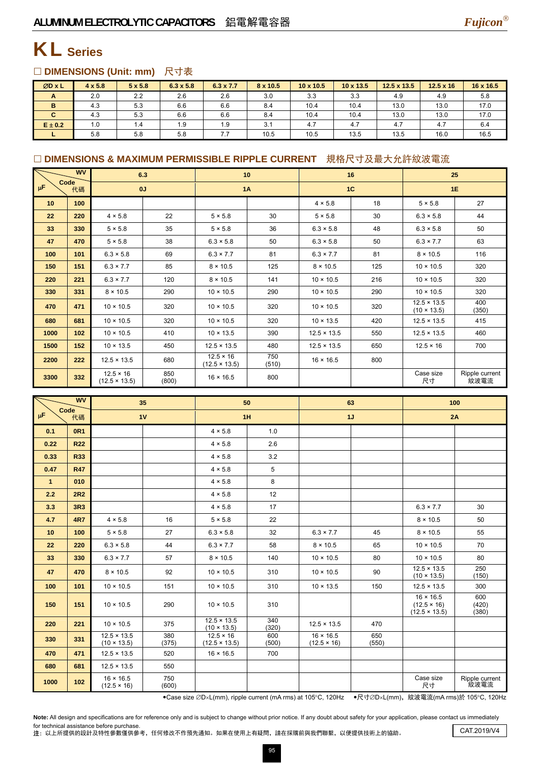# KL Series

## □ DIMENSIONS (Unit: mm) 尺寸表

| ØD x L | 4 x 5.8 | 5 x 5.8 | 6.3 x 5.8 | 6.3 x 7.7 | 8 x 10.5 | 10 x 10.5 | 10 x 13.5 | 12.5 x 13.5 | 12.5 x 16 | 16 x 16.5 |
|---|---|---|---|---|---|---|---|---|---|---|
| A | 2.0 | 2.2 | 2.6 | 2.6 | 3.0 | 3.3 | 3.3 | 4.9 | 4.9 | 5.8 |
| B | 4.3 | 5.3 | 6.6 | 6.6 | 8.4 | 10.4 | 10.4 | 13.0 | 13.0 | 17.0 |
| C | 4.3 | 5.3 | 6.6 | 6.6 | 8.4 | 10.4 | 10.4 | 13.0 | 13.0 | 17.0 |
| E ± 0.2 | 1.0 | 1.4 | 1.9 | 1.9 | 3.1 | 4.7 | 4.7 | 4.7 | 4.7 | 6.4 |
| L | 5.8 | 5.8 | 5.8 | 7.7 | 10.5 | 10.5 | 13.5 | 13.5 | 16.0 | 16.5 |

## □ DIMENSIONS & MAXIMUM PERMISSIBLE RIPPLE CURRENT 規格尺寸及最大允許紋波電流

| µF | Code 代碼 | 6.3 (0J) | | 10 (1A) | | 16 (1C) | | 25 (1E) | |
|---|---|---|---|---|---|---|---|---|---|
| 10 | 100 | | | | | 4 × 5.8 | 18 | 5 × 5.8 | 27 |
| 22 | 220 | 4 × 5.8 | 22 | 5 × 5.8 | 30 | 5 × 5.8 | 30 | 6.3 × 5.8 | 44 |
| 33 | 330 | 5 × 5.8 | 35 | 5 × 5.8 | 36 | 6.3 × 5.8 | 48 | 6.3 × 5.8 | 50 |
| 47 | 470 | 5 × 5.8 | 38 | 6.3 × 5.8 | 50 | 6.3 × 5.8 | 50 | 6.3 × 7.7 | 63 |
| 100 | 101 | 6.3 × 5.8 | 69 | 6.3 × 7.7 | 81 | 6.3 × 7.7 | 81 | 8 × 10.5 | 116 |
| 150 | 151 | 6.3 × 7.7 | 85 | 8 × 10.5 | 125 | 8 × 10.5 | 125 | 10 × 10.5 | 320 |
| 220 | 221 | 6.3 × 7.7 | 120 | 8 × 10.5 | 141 | 10 × 10.5 | 216 | 10 × 10.5 | 320 |
| 330 | 331 | 8 × 10.5 | 290 | 10 × 10.5 | 290 | 10 × 10.5 | 290 | 10 × 10.5 | 320 |
| 470 | 471 | 10 × 10.5 | 320 | 10 × 10.5 | 320 | 10 × 10.5 | 320 | 12.5 × 13.5 (10 × 13.5) | 400 (350) |
| 680 | 681 | 10 × 10.5 | 320 | 10 × 10.5 | 320 | 10 × 13.5 | 420 | 12.5 × 13.5 | 415 |
| 1000 | 102 | 10 × 10.5 | 410 | 10 × 13.5 | 390 | 12.5 × 13.5 | 550 | 12.5 × 13.5 | 460 |
| 1500 | 152 | 10 × 13.5 | 450 | 12.5 × 13.5 | 480 | 12.5 × 13.5 | 650 | 12.5 × 16 | 700 |
| 2200 | 222 | 12.5 × 13.5 | 680 | 12.5 × 16 (12.5 × 13.5) | 750 (510) | 16 × 16.5 | 800 | | |
| 3300 | 332 | 12.5 × 16 (12.5 × 13.5) | 850 (800) | 16 × 16.5 | 800 | | | Case size 尺寸 | Ripple current 紋波電流 |

| µF | Code 代碼 | 35 (1V) | | 50 (1H) | | 63 (1J) | | 100 (2A) | |
|---|---|---|---|---|---|---|---|---|---|
| 0.1 | 0R1 | | | 4 × 5.8 | 1.0 | | | | |
| 0.22 | R22 | | | 4 × 5.8 | 2.6 | | | | |
| 0.33 | R33 | | | 4 × 5.8 | 3.2 | | | | |
| 0.47 | R47 | | | 4 × 5.8 | 5 | | | | |
| 1 | 010 | | | 4 × 5.8 | 8 | | | | |
| 2.2 | 2R2 | | | 4 × 5.8 | 12 | | | | |
| 3.3 | 3R3 | | | 4 × 5.8 | 17 | | | 6.3 × 7.7 | 30 |
| 4.7 | 4R7 | 4 × 5.8 | 16 | 5 × 5.8 | 22 | | | 8 × 10.5 | 50 |
| 10 | 100 | 5 × 5.8 | 27 | 6.3 × 5.8 | 32 | 6.3 × 7.7 | 45 | 8 × 10.5 | 55 |
| 22 | 220 | 6.3 × 5.8 | 44 | 6.3 × 7.7 | 58 | 8 × 10.5 | 65 | 10 × 10.5 | 70 |
| 33 | 330 | 6.3 × 7.7 | 57 | 8 × 10.5 | 140 | 10 × 10.5 | 80 | 10 × 10.5 | 80 |
| 47 | 470 | 8 × 10.5 | 92 | 10 × 10.5 | 310 | 10 × 10.5 | 90 | 12.5 × 13.5 (10 × 13.5) | 250 (150) |
| 100 | 101 | 10 × 10.5 | 151 | 10 × 10.5 | 310 | 10 × 13.5 | 150 | 12.5 × 13.5 | 300 |
| 150 | 151 | 10 × 10.5 | 290 | 10 × 10.5 | 310 | | | 16 × 16.5 (12.5 × 16) (12.5 × 13.5) | 600 (420) (380) |
| 220 | 221 | 10 × 10.5 | 375 | 12.5 × 13.5 (10 × 13.5) | 340 (320) | 12.5 × 13.5 | 470 | | |
| 330 | 331 | 12.5 × 13.5 (10 × 13.5) | 380 (375) | 12.5 × 16 (12.5 × 13.5) | 600 (500) | 16 × 16.5 (12.5 × 16) | 650 (550) | | |
| 470 | 471 | 12.5 × 13.5 | 520 | 16 × 16.5 | 700 | | | | |
| 680 | 681 | 12.5 × 13.5 | 550 | | | | | | |
| 1000 | 102 | 16 × 16.5 (12.5 × 16) | 750 (600) | | | | | Case size 尺寸 | Ripple current 紋波電流 |

•Case size ∅D×L(mm), ripple current (mA rms) at 105°C, 120Hz •尺寸∅D×L(mm)，紋波電流(mA rms)於 105°C, 120Hz

**Note:** All design and specifications are for reference only and is subject to change without prior notice. If any doubt about safety for your application, please contact us immediately for technical assistance before purchase.
**注**：以上所提供的設計及特性參數僅供參考，任何修改不作預先通知。如果在使用上有疑問，請在採購前與我們聯繫，以便提供技術上的協助。

CAT.2019/V4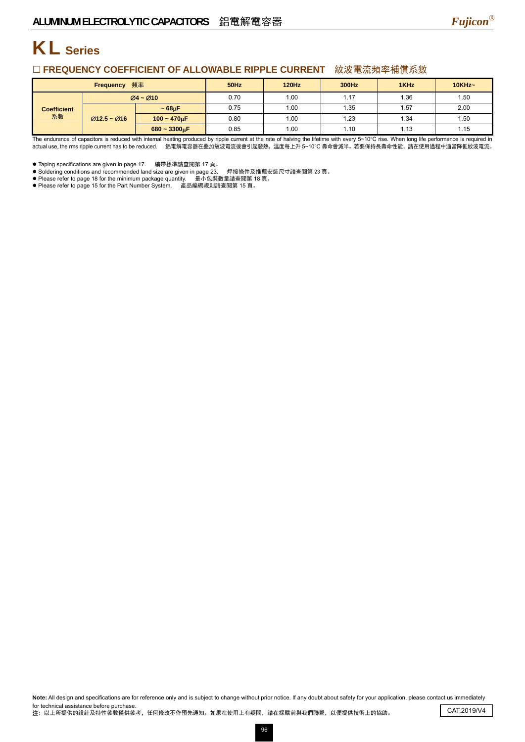# KL Series

## □ FREQUENCY COEFFICIENT OF ALLOWABLE RIPPLE CURRENT　紋波電流頻率補償系數

| Frequency　頻率 | | | 50Hz | 120Hz | 300Hz | 1KHz | 10KHz~ |
|---|---|---|---|---|---|---|---|
| Coefficient 系數 | Ø4 ~ Ø10 | | 0.70 | 1.00 | 1.17 | 1.36 | 1.50 |
| | Ø12.5 ~ Ø16 | ~ 68μF | 0.75 | 1.00 | 1.35 | 1.57 | 2.00 |
| | | 100 ~ 470μF | 0.80 | 1.00 | 1.23 | 1.34 | 1.50 |
| | | 680 ~ 3300μF | 0.85 | 1.00 | 1.10 | 1.13 | 1.15 |

The endurance of capacitors is reduced with internal heating produced by ripple current at the rate of halving the lifetime with every 5~10°C rise. When long life performance is required in actual use, the rms ripple current has to be reduced.　鋁電解電容器在疊加紋波電流後會引起發熱，溫度每上升 5~10°C 壽命會減半。若要保持長壽命性能，請在使用過程中適當降低紋波電流。

- Taping specifications are given in page 17.　編帶標準請查閱第 17 頁。
- Soldering conditions and recommended land size are given in page 23.　焊接條件及推薦安裝尺寸請查閱第 23 頁。
- Please refer to page 18 for the minimum package quantity.　最小包裝數量請查閱第 18 頁。
- Please refer to page 15 for the Part Number System.　產品編碼規則請查閱第 15 頁。

**Note:** All design and specifications are for reference only and is subject to change without prior notice. If any doubt about safety for your application, please contact us immediately for technical assistance before purchase.
**注**：以上所提供的設計及特性參數僅供參考，任何修改不作預先通知。如果在使用上有疑問，請在採購前與我們聯繫，以便提供技術上的協助。

CAT.2019/V4